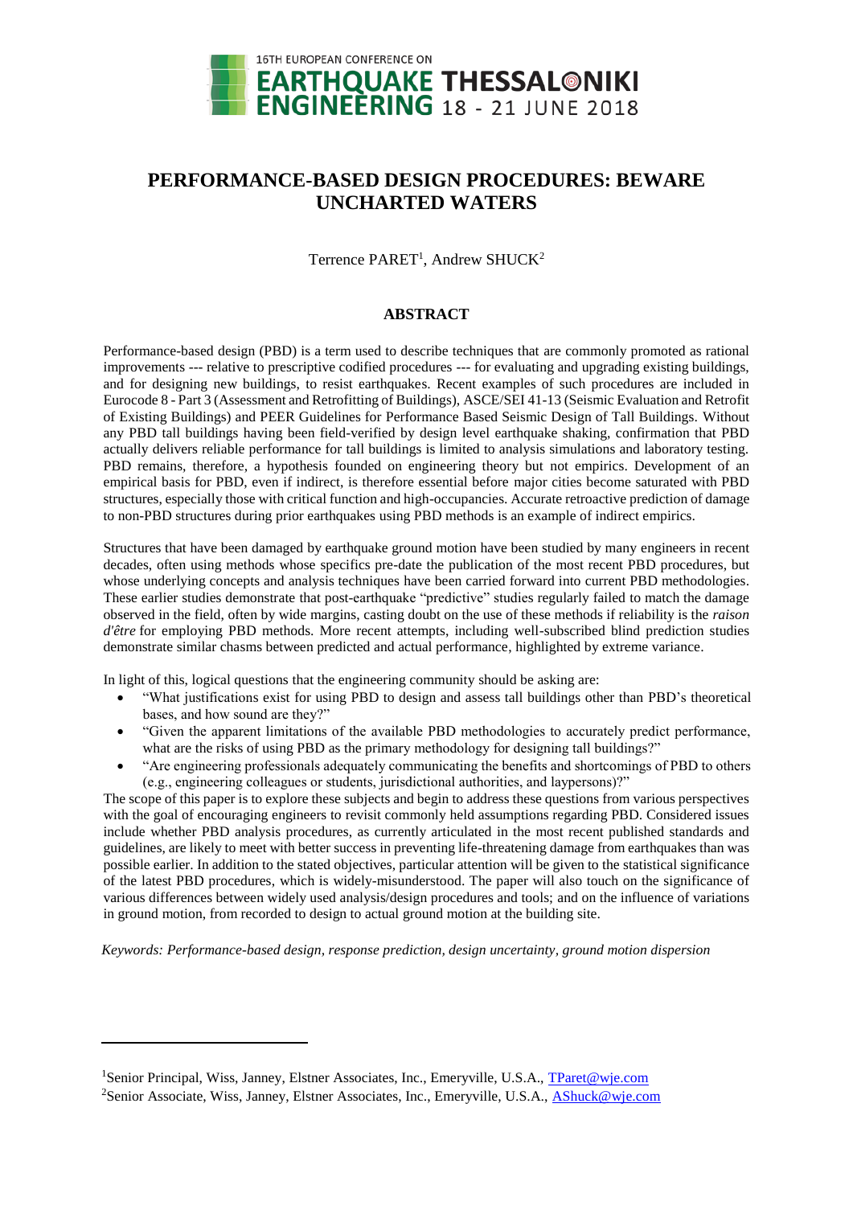16TH EUROPEAN CONFERENCE ON EARTHQUAKE ENGINEERING THESSALONIKI 18 - 21 JUNE 2018

# PERFORMANCE-BASED DESIGN PROCEDURES: BEWARE UNCHARTED WATERS

Terrence PARET[1], Andrew SHUCK[2]

## ABSTRACT

Performance-based design (PBD) is a term used to describe techniques that are commonly promoted as rational improvements --- relative to prescriptive codified procedures --- for evaluating and upgrading existing buildings, and for designing new buildings, to resist earthquakes. Recent examples of such procedures are included in Eurocode 8 - Part 3 (Assessment and Retrofitting of Buildings), ASCE/SEI 41-13 (Seismic Evaluation and Retrofit of Existing Buildings) and PEER Guidelines for Performance Based Seismic Design of Tall Buildings. Without any PBD tall buildings having been field-verified by design level earthquake shaking, confirmation that PBD actually delivers reliable performance for tall buildings is limited to analysis simulations and laboratory testing. PBD remains, therefore, a hypothesis founded on engineering theory but not empirics. Development of an empirical basis for PBD, even if indirect, is therefore essential before major cities become saturated with PBD structures, especially those with critical function and high-occupancies. Accurate retroactive prediction of damage to non-PBD structures during prior earthquakes using PBD methods is an example of indirect empirics.

Structures that have been damaged by earthquake ground motion have been studied by many engineers in recent decades, often using methods whose specifics pre-date the publication of the most recent PBD procedures, but whose underlying concepts and analysis techniques have been carried forward into current PBD methodologies. These earlier studies demonstrate that post-earthquake "predictive" studies regularly failed to match the damage observed in the field, often by wide margins, casting doubt on the use of these methods if reliability is the *raison d'être* for employing PBD methods. More recent attempts, including well-subscribed blind prediction studies demonstrate similar chasms between predicted and actual performance, highlighted by extreme variance.

In light of this, logical questions that the engineering community should be asking are:

- "What justifications exist for using PBD to design and assess tall buildings other than PBD's theoretical bases, and how sound are they?"
- "Given the apparent limitations of the available PBD methodologies to accurately predict performance, what are the risks of using PBD as the primary methodology for designing tall buildings?"
- "Are engineering professionals adequately communicating the benefits and shortcomings of PBD to others (e.g., engineering colleagues or students, jurisdictional authorities, and laypersons)?"

The scope of this paper is to explore these subjects and begin to address these questions from various perspectives with the goal of encouraging engineers to revisit commonly held assumptions regarding PBD. Considered issues include whether PBD analysis procedures, as currently articulated in the most recent published standards and guidelines, are likely to meet with better success in preventing life-threatening damage from earthquakes than was possible earlier. In addition to the stated objectives, particular attention will be given to the statistical significance of the latest PBD procedures, which is widely-misunderstood. The paper will also touch on the significance of various differences between widely used analysis/design procedures and tools; and on the influence of variations in ground motion, from recorded to design to actual ground motion at the building site.

*Keywords: Performance-based design, response prediction, design uncertainty, ground motion dispersion*

---

[1]Senior Principal, Wiss, Janney, Elstner Associates, Inc., Emeryville, U.S.A., TParet@wje.com

[2]Senior Associate, Wiss, Janney, Elstner Associates, Inc., Emeryville, U.S.A., AShuck@wje.com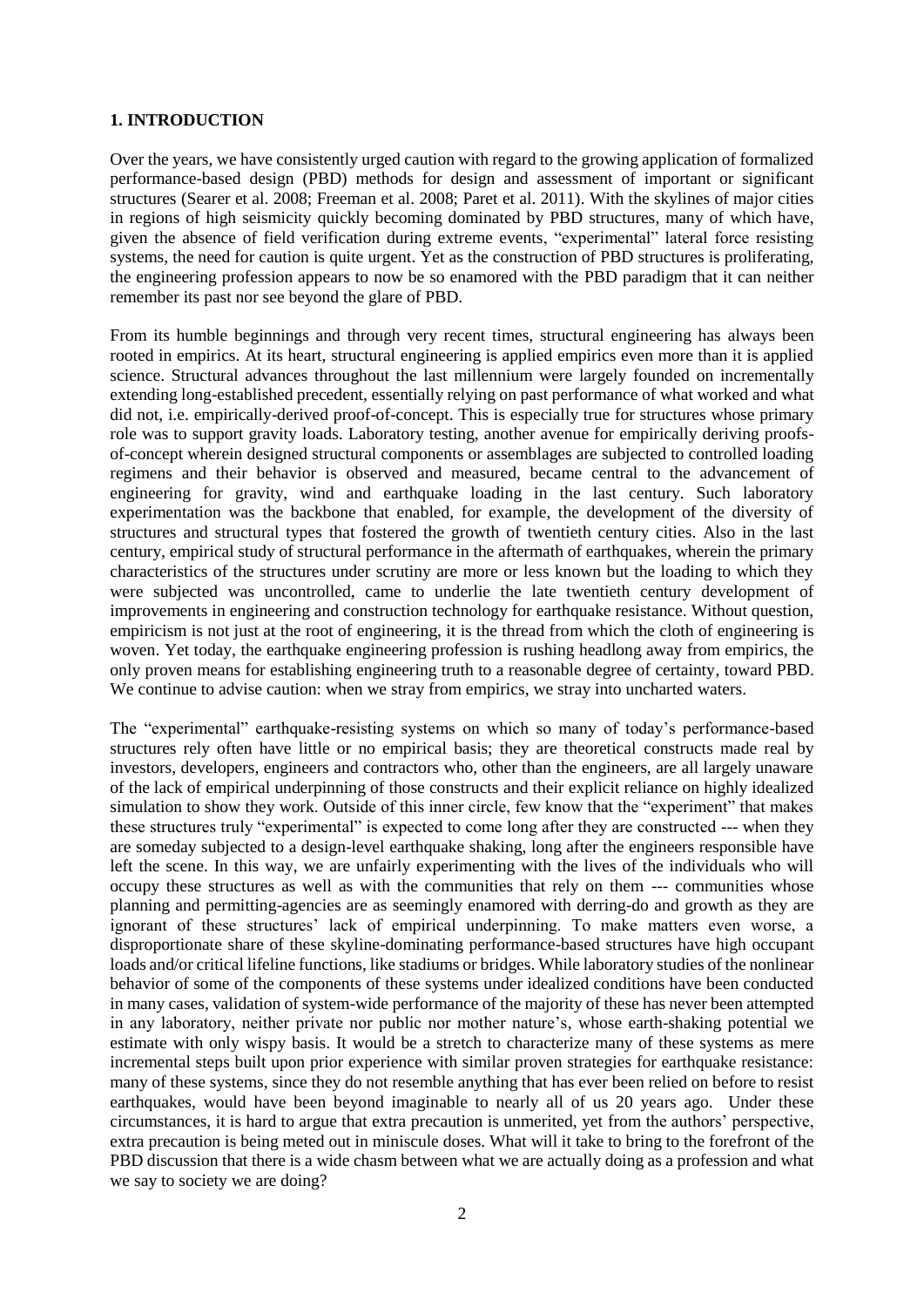## 1. INTRODUCTION

Over the years, we have consistently urged caution with regard to the growing application of formalized performance-based design (PBD) methods for design and assessment of important or significant structures (Searer et al. 2008; Freeman et al. 2008; Paret et al. 2011). With the skylines of major cities in regions of high seismicity quickly becoming dominated by PBD structures, many of which have, given the absence of field verification during extreme events, "experimental" lateral force resisting systems, the need for caution is quite urgent. Yet as the construction of PBD structures is proliferating, the engineering profession appears to now be so enamored with the PBD paradigm that it can neither remember its past nor see beyond the glare of PBD.

From its humble beginnings and through very recent times, structural engineering has always been rooted in empirics. At its heart, structural engineering is applied empirics even more than it is applied science. Structural advances throughout the last millennium were largely founded on incrementally extending long-established precedent, essentially relying on past performance of what worked and what did not, i.e. empirically-derived proof-of-concept. This is especially true for structures whose primary role was to support gravity loads. Laboratory testing, another avenue for empirically deriving proofs-of-concept wherein designed structural components or assemblages are subjected to controlled loading regimens and their behavior is observed and measured, became central to the advancement of engineering for gravity, wind and earthquake loading in the last century. Such laboratory experimentation was the backbone that enabled, for example, the development of the diversity of structures and structural types that fostered the growth of twentieth century cities. Also in the last century, empirical study of structural performance in the aftermath of earthquakes, wherein the primary characteristics of the structures under scrutiny are more or less known but the loading to which they were subjected was uncontrolled, came to underlie the late twentieth century development of improvements in engineering and construction technology for earthquake resistance. Without question, empiricism is not just at the root of engineering, it is the thread from which the cloth of engineering is woven. Yet today, the earthquake engineering profession is rushing headlong away from empirics, the only proven means for establishing engineering truth to a reasonable degree of certainty, toward PBD. We continue to advise caution: when we stray from empirics, we stray into uncharted waters.

The "experimental" earthquake-resisting systems on which so many of today's performance-based structures rely often have little or no empirical basis; they are theoretical constructs made real by investors, developers, engineers and contractors who, other than the engineers, are all largely unaware of the lack of empirical underpinning of those constructs and their explicit reliance on highly idealized simulation to show they work. Outside of this inner circle, few know that the "experiment" that makes these structures truly "experimental" is expected to come long after they are constructed --- when they are someday subjected to a design-level earthquake shaking, long after the engineers responsible have left the scene. In this way, we are unfairly experimenting with the lives of the individuals who will occupy these structures as well as with the communities that rely on them --- communities whose planning and permitting-agencies are as seemingly enamored with derring-do and growth as they are ignorant of these structures' lack of empirical underpinning. To make matters even worse, a disproportionate share of these skyline-dominating performance-based structures have high occupant loads and/or critical lifeline functions, like stadiums or bridges. While laboratory studies of the nonlinear behavior of some of the components of these systems under idealized conditions have been conducted in many cases, validation of system-wide performance of the majority of these has never been attempted in any laboratory, neither private nor public nor mother nature's, whose earth-shaking potential we estimate with only wispy basis. It would be a stretch to characterize many of these systems as mere incremental steps built upon prior experience with similar proven strategies for earthquake resistance: many of these systems, since they do not resemble anything that has ever been relied on before to resist earthquakes, would have been beyond imaginable to nearly all of us 20 years ago. Under these circumstances, it is hard to argue that extra precaution is unmerited, yet from the authors' perspective, extra precaution is being meted out in miniscule doses. What will it take to bring to the forefront of the PBD discussion that there is a wide chasm between what we are actually doing as a profession and what we say to society we are doing?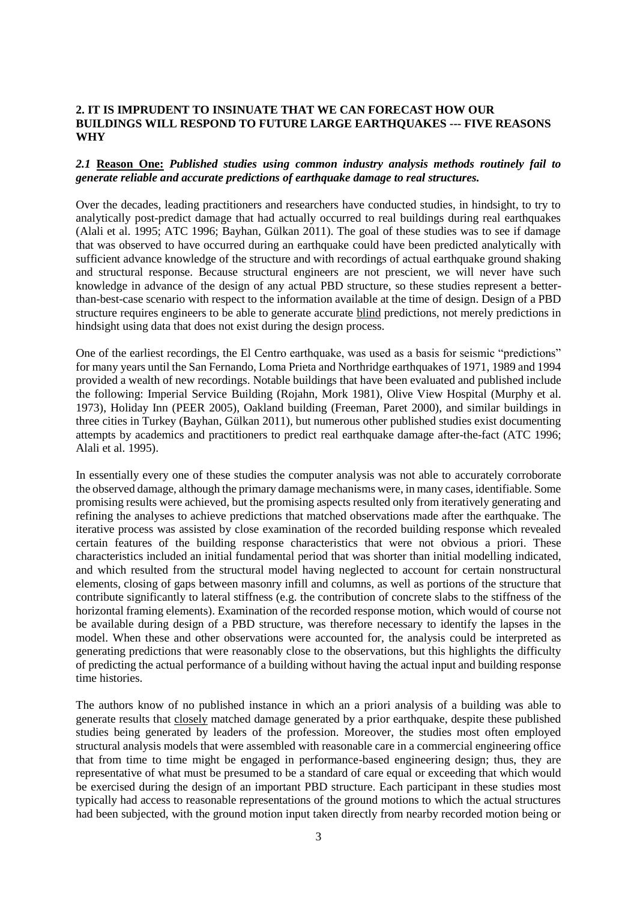## 2. IT IS IMPRUDENT TO INSINUATE THAT WE CAN FORECAST HOW OUR BUILDINGS WILL RESPOND TO FUTURE LARGE EARTHQUAKES --- FIVE REASONS WHY

### *2.1* **Reason One:** ***Published studies using common industry analysis methods routinely fail to generate reliable and accurate predictions of earthquake damage to real structures.***

Over the decades, leading practitioners and researchers have conducted studies, in hindsight, to try to analytically post-predict damage that had actually occurred to real buildings during real earthquakes (Alali et al. 1995; ATC 1996; Bayhan, Gülkan 2011). The goal of these studies was to see if damage that was observed to have occurred during an earthquake could have been predicted analytically with sufficient advance knowledge of the structure and with recordings of actual earthquake ground shaking and structural response. Because structural engineers are not prescient, we will never have such knowledge in advance of the design of any actual PBD structure, so these studies represent a better-than-best-case scenario with respect to the information available at the time of design. Design of a PBD structure requires engineers to be able to generate accurate blind predictions, not merely predictions in hindsight using data that does not exist during the design process.

One of the earliest recordings, the El Centro earthquake, was used as a basis for seismic "predictions" for many years until the San Fernando, Loma Prieta and Northridge earthquakes of 1971, 1989 and 1994 provided a wealth of new recordings. Notable buildings that have been evaluated and published include the following: Imperial Service Building (Rojahn, Mork 1981), Olive View Hospital (Murphy et al. 1973), Holiday Inn (PEER 2005), Oakland building (Freeman, Paret 2000), and similar buildings in three cities in Turkey (Bayhan, Gülkan 2011), but numerous other published studies exist documenting attempts by academics and practitioners to predict real earthquake damage after-the-fact (ATC 1996; Alali et al. 1995).

In essentially every one of these studies the computer analysis was not able to accurately corroborate the observed damage, although the primary damage mechanisms were, in many cases, identifiable. Some promising results were achieved, but the promising aspects resulted only from iteratively generating and refining the analyses to achieve predictions that matched observations made after the earthquake. The iterative process was assisted by close examination of the recorded building response which revealed certain features of the building response characteristics that were not obvious a priori. These characteristics included an initial fundamental period that was shorter than initial modelling indicated, and which resulted from the structural model having neglected to account for certain nonstructural elements, closing of gaps between masonry infill and columns, as well as portions of the structure that contribute significantly to lateral stiffness (e.g. the contribution of concrete slabs to the stiffness of the horizontal framing elements). Examination of the recorded response motion, which would of course not be available during design of a PBD structure, was therefore necessary to identify the lapses in the model. When these and other observations were accounted for, the analysis could be interpreted as generating predictions that were reasonably close to the observations, but this highlights the difficulty of predicting the actual performance of a building without having the actual input and building response time histories.

The authors know of no published instance in which an a priori analysis of a building was able to generate results that closely matched damage generated by a prior earthquake, despite these published studies being generated by leaders of the profession. Moreover, the studies most often employed structural analysis models that were assembled with reasonable care in a commercial engineering office that from time to time might be engaged in performance-based engineering design; thus, they are representative of what must be presumed to be a standard of care equal or exceeding that which would be exercised during the design of an important PBD structure. Each participant in these studies most typically had access to reasonable representations of the ground motions to which the actual structures had been subjected, with the ground motion input taken directly from nearby recorded motion being or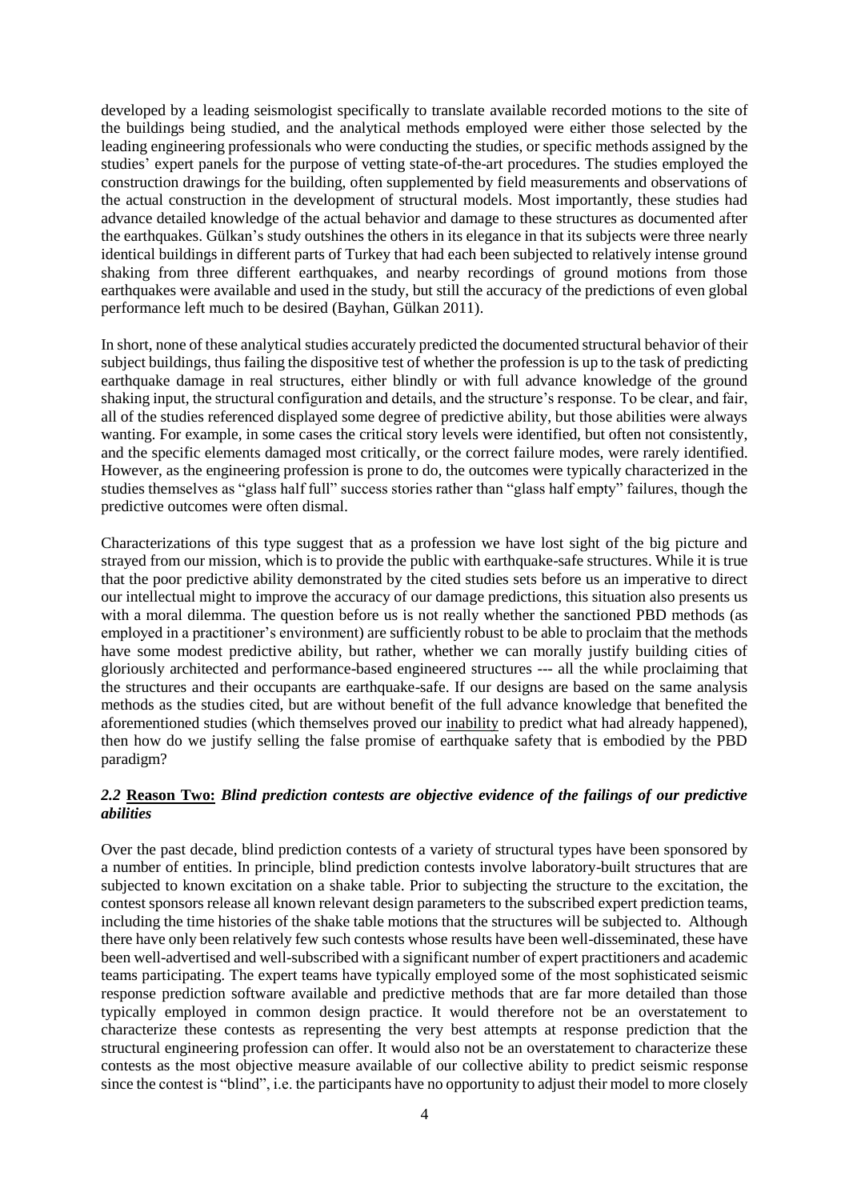developed by a leading seismologist specifically to translate available recorded motions to the site of the buildings being studied, and the analytical methods employed were either those selected by the leading engineering professionals who were conducting the studies, or specific methods assigned by the studies' expert panels for the purpose of vetting state-of-the-art procedures. The studies employed the construction drawings for the building, often supplemented by field measurements and observations of the actual construction in the development of structural models. Most importantly, these studies had advance detailed knowledge of the actual behavior and damage to these structures as documented after the earthquakes. Gülkan's study outshines the others in its elegance in that its subjects were three nearly identical buildings in different parts of Turkey that had each been subjected to relatively intense ground shaking from three different earthquakes, and nearby recordings of ground motions from those earthquakes were available and used in the study, but still the accuracy of the predictions of even global performance left much to be desired (Bayhan, Gülkan 2011).

In short, none of these analytical studies accurately predicted the documented structural behavior of their subject buildings, thus failing the dispositive test of whether the profession is up to the task of predicting earthquake damage in real structures, either blindly or with full advance knowledge of the ground shaking input, the structural configuration and details, and the structure's response. To be clear, and fair, all of the studies referenced displayed some degree of predictive ability, but those abilities were always wanting. For example, in some cases the critical story levels were identified, but often not consistently, and the specific elements damaged most critically, or the correct failure modes, were rarely identified. However, as the engineering profession is prone to do, the outcomes were typically characterized in the studies themselves as "glass half full" success stories rather than "glass half empty" failures, though the predictive outcomes were often dismal.

Characterizations of this type suggest that as a profession we have lost sight of the big picture and strayed from our mission, which is to provide the public with earthquake-safe structures. While it is true that the poor predictive ability demonstrated by the cited studies sets before us an imperative to direct our intellectual might to improve the accuracy of our damage predictions, this situation also presents us with a moral dilemma. The question before us is not really whether the sanctioned PBD methods (as employed in a practitioner's environment) are sufficiently robust to be able to proclaim that the methods have some modest predictive ability, but rather, whether we can morally justify building cities of gloriously architected and performance-based engineered structures --- all the while proclaiming that the structures and their occupants are earthquake-safe. If our designs are based on the same analysis methods as the studies cited, but are without benefit of the full advance knowledge that benefited the aforementioned studies (which themselves proved our inability to predict what had already happened), then how do we justify selling the false promise of earthquake safety that is embodied by the PBD paradigm?

### *2.2* **Reason Two:** ***Blind prediction contests are objective evidence of the failings of our predictive abilities***

Over the past decade, blind prediction contests of a variety of structural types have been sponsored by a number of entities. In principle, blind prediction contests involve laboratory-built structures that are subjected to known excitation on a shake table. Prior to subjecting the structure to the excitation, the contest sponsors release all known relevant design parameters to the subscribed expert prediction teams, including the time histories of the shake table motions that the structures will be subjected to. Although there have only been relatively few such contests whose results have been well-disseminated, these have been well-advertised and well-subscribed with a significant number of expert practitioners and academic teams participating. The expert teams have typically employed some of the most sophisticated seismic response prediction software available and predictive methods that are far more detailed than those typically employed in common design practice. It would therefore not be an overstatement to characterize these contests as representing the very best attempts at response prediction that the structural engineering profession can offer. It would also not be an overstatement to characterize these contests as the most objective measure available of our collective ability to predict seismic response since the contest is "blind", i.e. the participants have no opportunity to adjust their model to more closely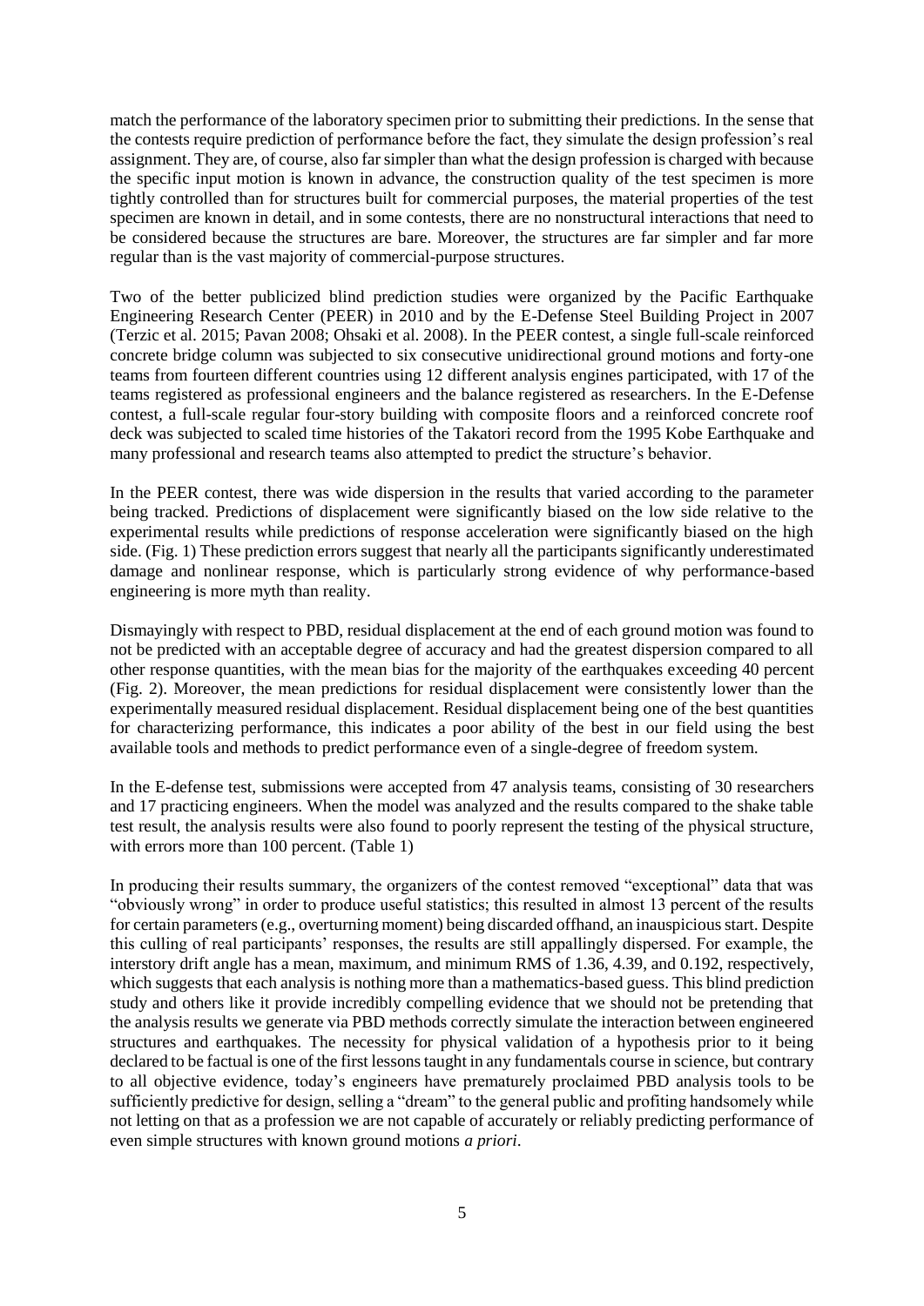match the performance of the laboratory specimen prior to submitting their predictions. In the sense that the contests require prediction of performance before the fact, they simulate the design profession's real assignment. They are, of course, also far simpler than what the design profession is charged with because the specific input motion is known in advance, the construction quality of the test specimen is more tightly controlled than for structures built for commercial purposes, the material properties of the test specimen are known in detail, and in some contests, there are no nonstructural interactions that need to be considered because the structures are bare. Moreover, the structures are far simpler and far more regular than is the vast majority of commercial-purpose structures.

Two of the better publicized blind prediction studies were organized by the Pacific Earthquake Engineering Research Center (PEER) in 2010 and by the E-Defense Steel Building Project in 2007 (Terzic et al. 2015; Pavan 2008; Ohsaki et al. 2008). In the PEER contest, a single full-scale reinforced concrete bridge column was subjected to six consecutive unidirectional ground motions and forty-one teams from fourteen different countries using 12 different analysis engines participated, with 17 of the teams registered as professional engineers and the balance registered as researchers. In the E-Defense contest, a full-scale regular four-story building with composite floors and a reinforced concrete roof deck was subjected to scaled time histories of the Takatori record from the 1995 Kobe Earthquake and many professional and research teams also attempted to predict the structure's behavior.

In the PEER contest, there was wide dispersion in the results that varied according to the parameter being tracked. Predictions of displacement were significantly biased on the low side relative to the experimental results while predictions of response acceleration were significantly biased on the high side. (Fig. 1) These prediction errors suggest that nearly all the participants significantly underestimated damage and nonlinear response, which is particularly strong evidence of why performance-based engineering is more myth than reality.

Dismayingly with respect to PBD, residual displacement at the end of each ground motion was found to not be predicted with an acceptable degree of accuracy and had the greatest dispersion compared to all other response quantities, with the mean bias for the majority of the earthquakes exceeding 40 percent (Fig. 2). Moreover, the mean predictions for residual displacement were consistently lower than the experimentally measured residual displacement. Residual displacement being one of the best quantities for characterizing performance, this indicates a poor ability of the best in our field using the best available tools and methods to predict performance even of a single-degree of freedom system.

In the E-defense test, submissions were accepted from 47 analysis teams, consisting of 30 researchers and 17 practicing engineers. When the model was analyzed and the results compared to the shake table test result, the analysis results were also found to poorly represent the testing of the physical structure, with errors more than 100 percent. (Table 1)

In producing their results summary, the organizers of the contest removed "exceptional" data that was "obviously wrong" in order to produce useful statistics; this resulted in almost 13 percent of the results for certain parameters (e.g., overturning moment) being discarded offhand, an inauspicious start. Despite this culling of real participants' responses, the results are still appallingly dispersed. For example, the interstory drift angle has a mean, maximum, and minimum RMS of 1.36, 4.39, and 0.192, respectively, which suggests that each analysis is nothing more than a mathematics-based guess. This blind prediction study and others like it provide incredibly compelling evidence that we should not be pretending that the analysis results we generate via PBD methods correctly simulate the interaction between engineered structures and earthquakes. The necessity for physical validation of a hypothesis prior to it being declared to be factual is one of the first lessons taught in any fundamentals course in science, but contrary to all objective evidence, today's engineers have prematurely proclaimed PBD analysis tools to be sufficiently predictive for design, selling a "dream" to the general public and profiting handsomely while not letting on that as a profession we are not capable of accurately or reliably predicting performance of even simple structures with known ground motions *a priori*.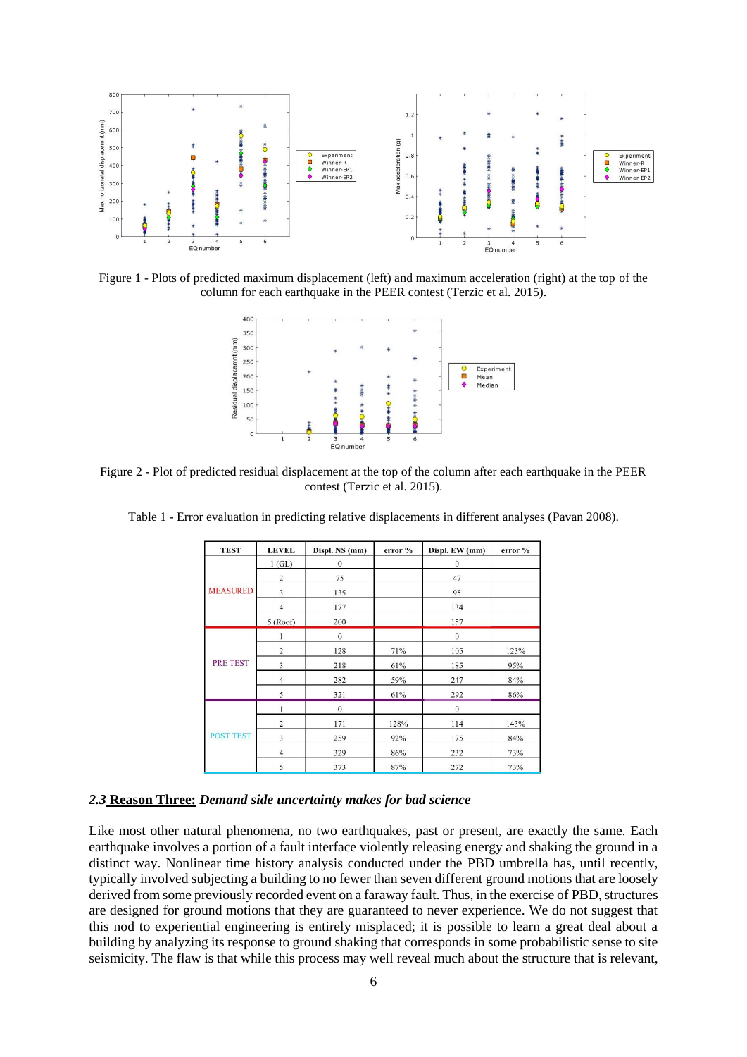Max horizontal displacement (mm)

800
700
600
500
400
300
200
100
0

1 2 3 4 5 6

EQ number

Experiment
Winner-R
Winner-EP1
Winner-EP2

Max acceleration (g)

1.2
1
0.8
0.6
0.4
0.2
0

1 2 3 4 5 6

EQ number

Experiment
Winner-R
Winner-EP1
Winner-EP2

Figure 1 - Plots of predicted maximum displacement (left) and maximum acceleration (right) at the top of the column for each earthquake in the PEER contest (Terzic et al. 2015).

Residual displacement (mm)

400
350
300
250
200
150
100
50
0

1 2 3 4 5 6

EQ number

Experiment
Mean
Median

Figure 2 - Plot of predicted residual displacement at the top of the column after each earthquake in the PEER contest (Terzic et al. 2015).

Table 1 - Error evaluation in predicting relative displacements in different analyses (Pavan 2008).

| TEST | LEVEL | Displ. NS (mm) | error % | Displ. EW (mm) | error % |
|---|---|---|---|---|---|
| MEASURED | 1 (GL) | 0 | | 0 | |
| | 2 | 75 | | 47 | |
| | 3 | 135 | | 95 | |
| | 4 | 177 | | 134 | |
| | 5 (Roof) | 200 | | 157 | |
| PRE TEST | 1 | 0 | | 0 | |
| | 2 | 128 | 71% | 105 | 123% |
| | 3 | 218 | 61% | 185 | 95% |
| | 4 | 282 | 59% | 247 | 84% |
| | 5 | 321 | 61% | 292 | 86% |
| POST TEST | 1 | 0 | | 0 | |
| | 2 | 171 | 128% | 114 | 143% |
| | 3 | 259 | 92% | 175 | 84% |
| | 4 | 329 | 86% | 232 | 73% |
| | 5 | 373 | 87% | 272 | 73% |

### *2.3* **Reason Three:** ***Demand side uncertainty makes for bad science***

Like most other natural phenomena, no two earthquakes, past or present, are exactly the same. Each earthquake involves a portion of a fault interface violently releasing energy and shaking the ground in a distinct way. Nonlinear time history analysis conducted under the PBD umbrella has, until recently, typically involved subjecting a building to no fewer than seven different ground motions that are loosely derived from some previously recorded event on a faraway fault. Thus, in the exercise of PBD, structures are designed for ground motions that they are guaranteed to never experience. We do not suggest that this nod to experiential engineering is entirely misplaced; it is possible to learn a great deal about a building by analyzing its response to ground shaking that corresponds in some probabilistic sense to site seismicity. The flaw is that while this process may well reveal much about the structure that is relevant,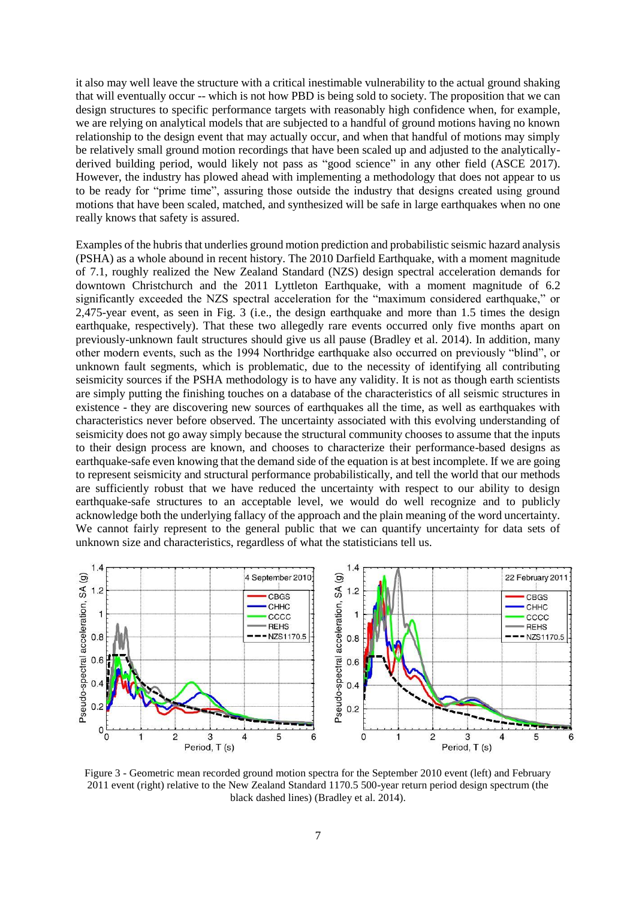it also may well leave the structure with a critical inestimable vulnerability to the actual ground shaking that will eventually occur -- which is not how PBD is being sold to society. The proposition that we can design structures to specific performance targets with reasonably high confidence when, for example, we are relying on analytical models that are subjected to a handful of ground motions having no known relationship to the design event that may actually occur, and when that handful of motions may simply be relatively small ground motion recordings that have been scaled up and adjusted to the analytically-derived building period, would likely not pass as "good science" in any other field (ASCE 2017). However, the industry has plowed ahead with implementing a methodology that does not appear to us to be ready for "prime time", assuring those outside the industry that designs created using ground motions that have been scaled, matched, and synthesized will be safe in large earthquakes when no one really knows that safety is assured.

Examples of the hubris that underlies ground motion prediction and probabilistic seismic hazard analysis (PSHA) as a whole abound in recent history. The 2010 Darfield Earthquake, with a moment magnitude of 7.1, roughly realized the New Zealand Standard (NZS) design spectral acceleration demands for downtown Christchurch and the 2011 Lyttleton Earthquake, with a moment magnitude of 6.2 significantly exceeded the NZS spectral acceleration for the "maximum considered earthquake," or 2,475-year event, as seen in Fig. 3 (i.e., the design earthquake and more than 1.5 times the design earthquake, respectively). That these two allegedly rare events occurred only five months apart on previously-unknown fault structures should give us all pause (Bradley et al. 2014). In addition, many other modern events, such as the 1994 Northridge earthquake also occurred on previously "blind", or unknown fault segments, which is problematic, due to the necessity of identifying all contributing seismicity sources if the PSHA methodology is to have any validity. It is not as though earth scientists are simply putting the finishing touches on a database of the characteristics of all seismic structures in existence - they are discovering new sources of earthquakes all the time, as well as earthquakes with characteristics never before observed. The uncertainty associated with this evolving understanding of seismicity does not go away simply because the structural community chooses to assume that the inputs to their design process are known, and chooses to characterize their performance-based designs as earthquake-safe even knowing that the demand side of the equation is at best incomplete. If we are going to represent seismicity and structural performance probabilistically, and tell the world that our methods are sufficiently robust that we have reduced the uncertainty with respect to our ability to design earthquake-safe structures to an acceptable level, we would do well recognize and to publicly acknowledge both the underlying fallacy of the approach and the plain meaning of the word uncertainty. We cannot fairly represent to the general public that we can quantify uncertainty for data sets of unknown size and characteristics, regardless of what the statisticians tell us.

4 September 2010
22 February 2011
Pseudo-spectral acceleration, SA (g)
Period, T (s)
CBGS
CHHC
CCCC
REHS
NZS1170.5

Figure 3 - Geometric mean recorded ground motion spectra for the September 2010 event (left) and February 2011 event (right) relative to the New Zealand Standard 1170.5 500-year return period design spectrum (the black dashed lines) (Bradley et al. 2014).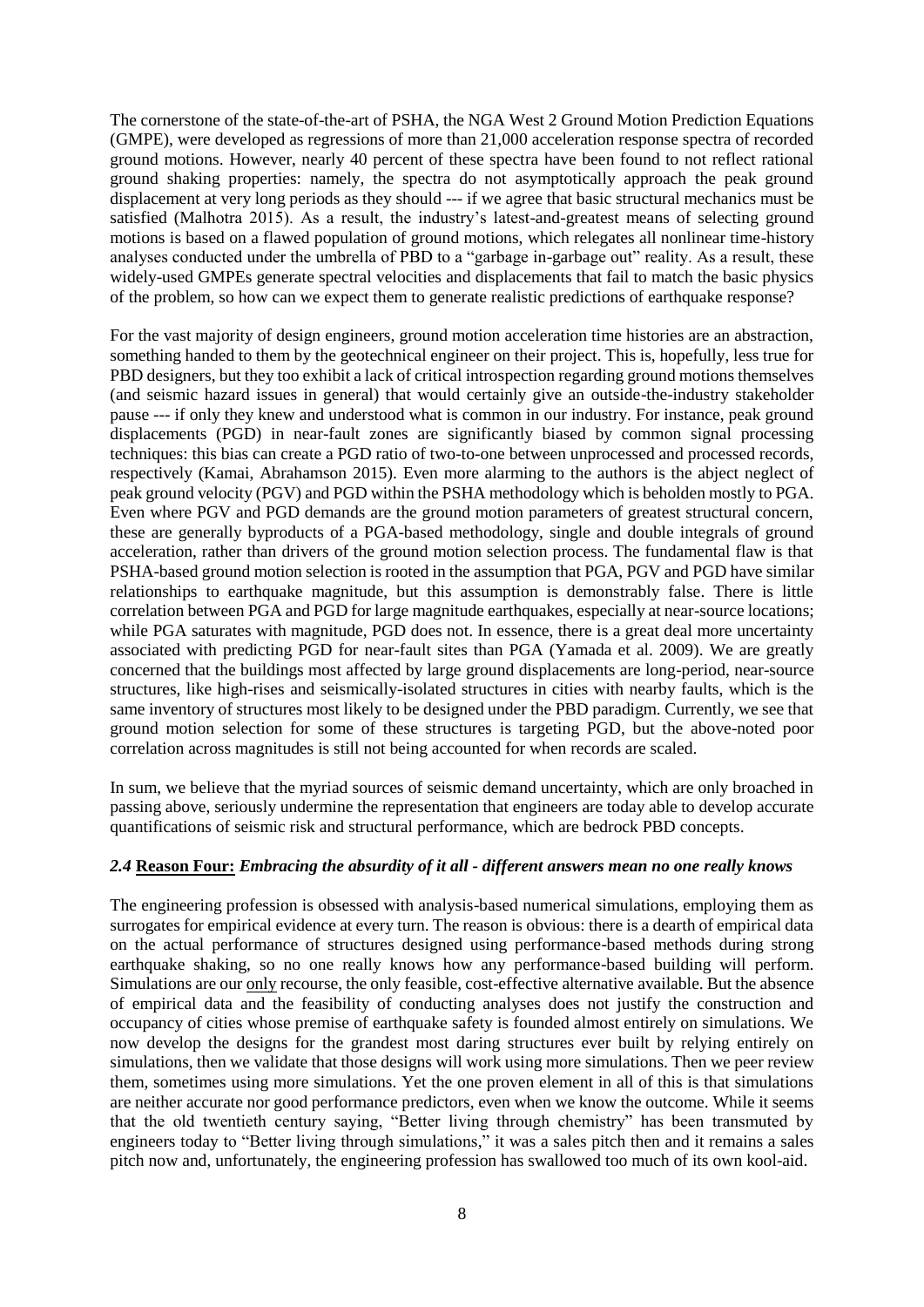The cornerstone of the state-of-the-art of PSHA, the NGA West 2 Ground Motion Prediction Equations (GMPE), were developed as regressions of more than 21,000 acceleration response spectra of recorded ground motions. However, nearly 40 percent of these spectra have been found to not reflect rational ground shaking properties: namely, the spectra do not asymptotically approach the peak ground displacement at very long periods as they should --- if we agree that basic structural mechanics must be satisfied (Malhotra 2015). As a result, the industry's latest-and-greatest means of selecting ground motions is based on a flawed population of ground motions, which relegates all nonlinear time-history analyses conducted under the umbrella of PBD to a "garbage in-garbage out" reality. As a result, these widely-used GMPEs generate spectral velocities and displacements that fail to match the basic physics of the problem, so how can we expect them to generate realistic predictions of earthquake response?

For the vast majority of design engineers, ground motion acceleration time histories are an abstraction, something handed to them by the geotechnical engineer on their project. This is, hopefully, less true for PBD designers, but they too exhibit a lack of critical introspection regarding ground motions themselves (and seismic hazard issues in general) that would certainly give an outside-the-industry stakeholder pause --- if only they knew and understood what is common in our industry. For instance, peak ground displacements (PGD) in near-fault zones are significantly biased by common signal processing techniques: this bias can create a PGD ratio of two-to-one between unprocessed and processed records, respectively (Kamai, Abrahamson 2015). Even more alarming to the authors is the abject neglect of peak ground velocity (PGV) and PGD within the PSHA methodology which is beholden mostly to PGA. Even where PGV and PGD demands are the ground motion parameters of greatest structural concern, these are generally byproducts of a PGA-based methodology, single and double integrals of ground acceleration, rather than drivers of the ground motion selection process. The fundamental flaw is that PSHA-based ground motion selection is rooted in the assumption that PGA, PGV and PGD have similar relationships to earthquake magnitude, but this assumption is demonstrably false. There is little correlation between PGA and PGD for large magnitude earthquakes, especially at near-source locations; while PGA saturates with magnitude, PGD does not. In essence, there is a great deal more uncertainty associated with predicting PGD for near-fault sites than PGA (Yamada et al. 2009). We are greatly concerned that the buildings most affected by large ground displacements are long-period, near-source structures, like high-rises and seismically-isolated structures in cities with nearby faults, which is the same inventory of structures most likely to be designed under the PBD paradigm. Currently, we see that ground motion selection for some of these structures is targeting PGD, but the above-noted poor correlation across magnitudes is still not being accounted for when records are scaled.

In sum, we believe that the myriad sources of seismic demand uncertainty, which are only broached in passing above, seriously undermine the representation that engineers are today able to develop accurate quantifications of seismic risk and structural performance, which are bedrock PBD concepts.

### *2.4* **Reason Four:** ***Embracing the absurdity of it all - different answers mean no one really knows***

The engineering profession is obsessed with analysis-based numerical simulations, employing them as surrogates for empirical evidence at every turn. The reason is obvious: there is a dearth of empirical data on the actual performance of structures designed using performance-based methods during strong earthquake shaking, so no one really knows how any performance-based building will perform. Simulations are our only recourse, the only feasible, cost-effective alternative available. But the absence of empirical data and the feasibility of conducting analyses does not justify the construction and occupancy of cities whose premise of earthquake safety is founded almost entirely on simulations. We now develop the designs for the grandest most daring structures ever built by relying entirely on simulations, then we validate that those designs will work using more simulations. Then we peer review them, sometimes using more simulations. Yet the one proven element in all of this is that simulations are neither accurate nor good performance predictors, even when we know the outcome. While it seems that the old twentieth century saying, "Better living through chemistry" has been transmuted by engineers today to "Better living through simulations," it was a sales pitch then and it remains a sales pitch now and, unfortunately, the engineering profession has swallowed too much of its own kool-aid.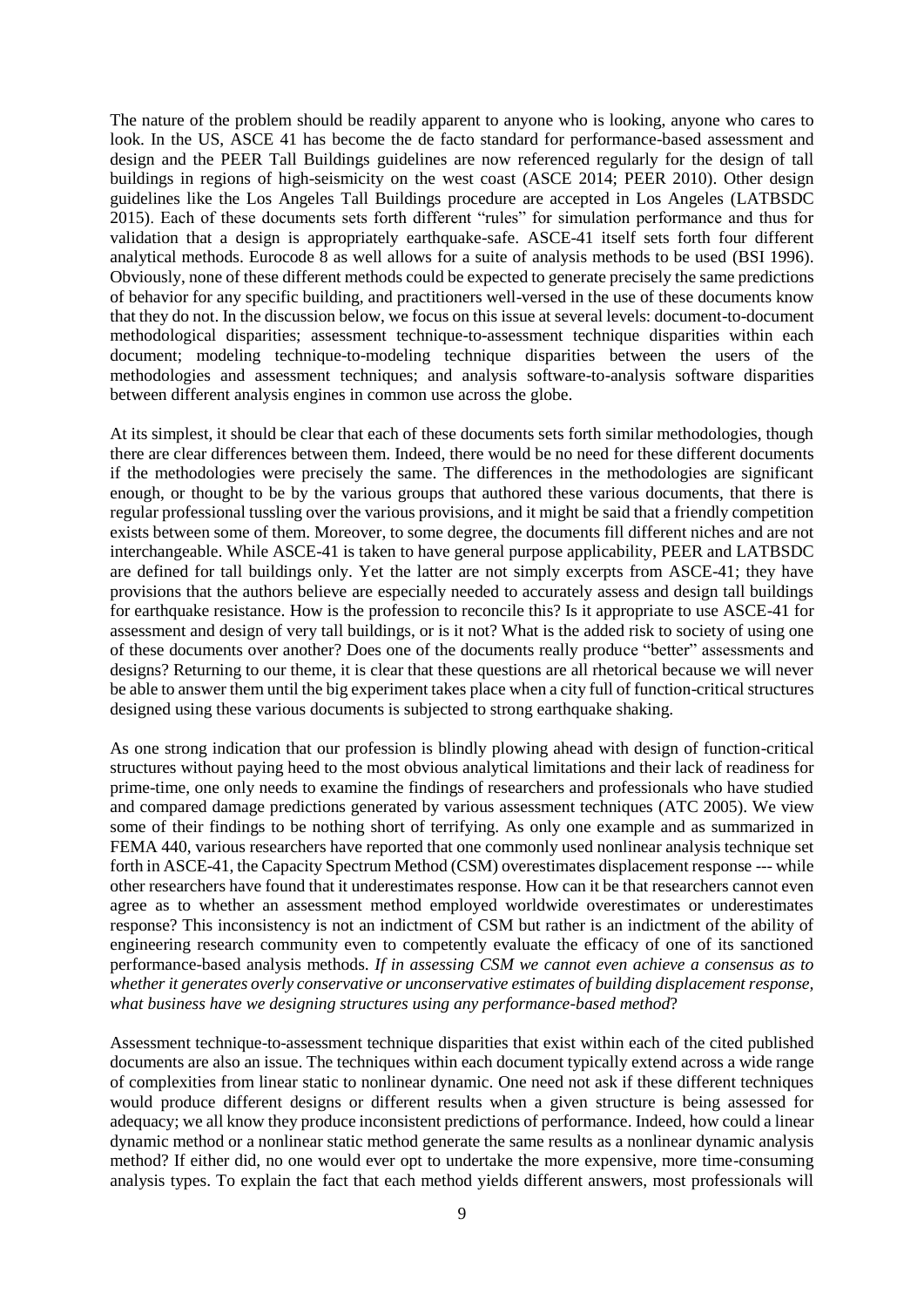The nature of the problem should be readily apparent to anyone who is looking, anyone who cares to look. In the US, ASCE 41 has become the de facto standard for performance-based assessment and design and the PEER Tall Buildings guidelines are now referenced regularly for the design of tall buildings in regions of high-seismicity on the west coast (ASCE 2014; PEER 2010). Other design guidelines like the Los Angeles Tall Buildings procedure are accepted in Los Angeles (LATBSDC 2015). Each of these documents sets forth different "rules" for simulation performance and thus for validation that a design is appropriately earthquake-safe. ASCE-41 itself sets forth four different analytical methods. Eurocode 8 as well allows for a suite of analysis methods to be used (BSI 1996). Obviously, none of these different methods could be expected to generate precisely the same predictions of behavior for any specific building, and practitioners well-versed in the use of these documents know that they do not. In the discussion below, we focus on this issue at several levels: document-to-document methodological disparities; assessment technique-to-assessment technique disparities within each document; modeling technique-to-modeling technique disparities between the users of the methodologies and assessment techniques; and analysis software-to-analysis software disparities between different analysis engines in common use across the globe.

At its simplest, it should be clear that each of these documents sets forth similar methodologies, though there are clear differences between them. Indeed, there would be no need for these different documents if the methodologies were precisely the same. The differences in the methodologies are significant enough, or thought to be by the various groups that authored these various documents, that there is regular professional tussling over the various provisions, and it might be said that a friendly competition exists between some of them. Moreover, to some degree, the documents fill different niches and are not interchangeable. While ASCE-41 is taken to have general purpose applicability, PEER and LATBSDC are defined for tall buildings only. Yet the latter are not simply excerpts from ASCE-41; they have provisions that the authors believe are especially needed to accurately assess and design tall buildings for earthquake resistance. How is the profession to reconcile this? Is it appropriate to use ASCE-41 for assessment and design of very tall buildings, or is it not? What is the added risk to society of using one of these documents over another? Does one of the documents really produce "better" assessments and designs? Returning to our theme, it is clear that these questions are all rhetorical because we will never be able to answer them until the big experiment takes place when a city full of function-critical structures designed using these various documents is subjected to strong earthquake shaking.

As one strong indication that our profession is blindly plowing ahead with design of function-critical structures without paying heed to the most obvious analytical limitations and their lack of readiness for prime-time, one only needs to examine the findings of researchers and professionals who have studied and compared damage predictions generated by various assessment techniques (ATC 2005). We view some of their findings to be nothing short of terrifying. As only one example and as summarized in FEMA 440, various researchers have reported that one commonly used nonlinear analysis technique set forth in ASCE-41, the Capacity Spectrum Method (CSM) overestimates displacement response --- while other researchers have found that it underestimates response. How can it be that researchers cannot even agree as to whether an assessment method employed worldwide overestimates or underestimates response? This inconsistency is not an indictment of CSM but rather is an indictment of the ability of engineering research community even to competently evaluate the efficacy of one of its sanctioned performance-based analysis methods. *If in assessing CSM we cannot even achieve a consensus as to whether it generates overly conservative or unconservative estimates of building displacement response, what business have we designing structures using any performance-based method*?

Assessment technique-to-assessment technique disparities that exist within each of the cited published documents are also an issue. The techniques within each document typically extend across a wide range of complexities from linear static to nonlinear dynamic. One need not ask if these different techniques would produce different designs or different results when a given structure is being assessed for adequacy; we all know they produce inconsistent predictions of performance. Indeed, how could a linear dynamic method or a nonlinear static method generate the same results as a nonlinear dynamic analysis method? If either did, no one would ever opt to undertake the more expensive, more time-consuming analysis types. To explain the fact that each method yields different answers, most professionals will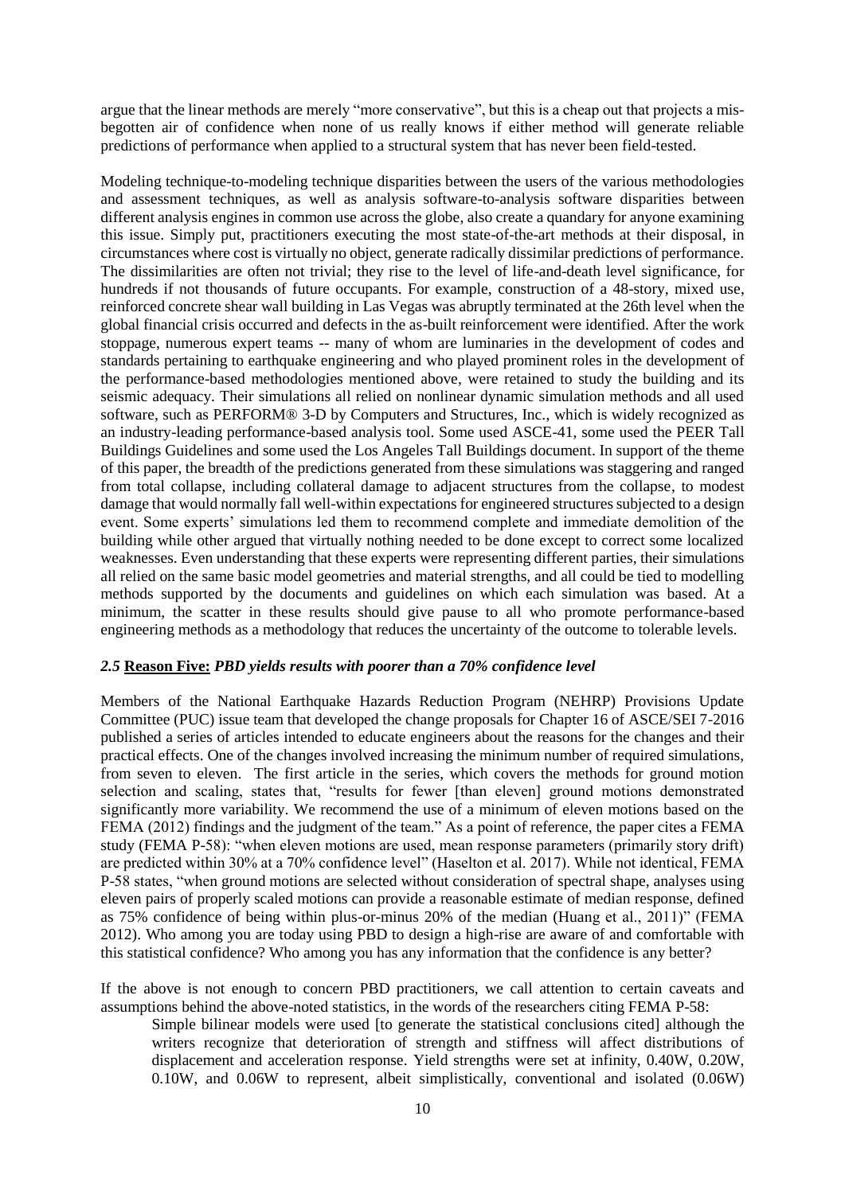argue that the linear methods are merely "more conservative", but this is a cheap out that projects a mis-begotten air of confidence when none of us really knows if either method will generate reliable predictions of performance when applied to a structural system that has never been field-tested.

Modeling technique-to-modeling technique disparities between the users of the various methodologies and assessment techniques, as well as analysis software-to-analysis software disparities between different analysis engines in common use across the globe, also create a quandary for anyone examining this issue. Simply put, practitioners executing the most state-of-the-art methods at their disposal, in circumstances where cost is virtually no object, generate radically dissimilar predictions of performance. The dissimilarities are often not trivial; they rise to the level of life-and-death level significance, for hundreds if not thousands of future occupants. For example, construction of a 48-story, mixed use, reinforced concrete shear wall building in Las Vegas was abruptly terminated at the 26th level when the global financial crisis occurred and defects in the as-built reinforcement were identified. After the work stoppage, numerous expert teams -- many of whom are luminaries in the development of codes and standards pertaining to earthquake engineering and who played prominent roles in the development of the performance-based methodologies mentioned above, were retained to study the building and its seismic adequacy. Their simulations all relied on nonlinear dynamic simulation methods and all used software, such as PERFORM® 3-D by Computers and Structures, Inc., which is widely recognized as an industry-leading performance-based analysis tool. Some used ASCE-41, some used the PEER Tall Buildings Guidelines and some used the Los Angeles Tall Buildings document. In support of the theme of this paper, the breadth of the predictions generated from these simulations was staggering and ranged from total collapse, including collateral damage to adjacent structures from the collapse, to modest damage that would normally fall well-within expectations for engineered structures subjected to a design event. Some experts' simulations led them to recommend complete and immediate demolition of the building while other argued that virtually nothing needed to be done except to correct some localized weaknesses. Even understanding that these experts were representing different parties, their simulations all relied on the same basic model geometries and material strengths, and all could be tied to modelling methods supported by the documents and guidelines on which each simulation was based. At a minimum, the scatter in these results should give pause to all who promote performance-based engineering methods as a methodology that reduces the uncertainty of the outcome to tolerable levels.

### *2.5* **Reason Five:** *PBD yields results with poorer than a 70% confidence level*

Members of the National Earthquake Hazards Reduction Program (NEHRP) Provisions Update Committee (PUC) issue team that developed the change proposals for Chapter 16 of ASCE/SEI 7-2016 published a series of articles intended to educate engineers about the reasons for the changes and their practical effects. One of the changes involved increasing the minimum number of required simulations, from seven to eleven. The first article in the series, which covers the methods for ground motion selection and scaling, states that, "results for fewer [than eleven] ground motions demonstrated significantly more variability. We recommend the use of a minimum of eleven motions based on the FEMA (2012) findings and the judgment of the team." As a point of reference, the paper cites a FEMA study (FEMA P-58): "when eleven motions are used, mean response parameters (primarily story drift) are predicted within 30% at a 70% confidence level" (Haselton et al. 2017). While not identical, FEMA P-58 states, "when ground motions are selected without consideration of spectral shape, analyses using eleven pairs of properly scaled motions can provide a reasonable estimate of median response, defined as 75% confidence of being within plus-or-minus 20% of the median (Huang et al., 2011)" (FEMA 2012). Who among you are today using PBD to design a high-rise are aware of and comfortable with this statistical confidence? Who among you has any information that the confidence is any better?

If the above is not enough to concern PBD practitioners, we call attention to certain caveats and assumptions behind the above-noted statistics, in the words of the researchers citing FEMA P-58:

> Simple bilinear models were used [to generate the statistical conclusions cited] although the writers recognize that deterioration of strength and stiffness will affect distributions of displacement and acceleration response. Yield strengths were set at infinity, 0.40W, 0.20W, 0.10W, and 0.06W to represent, albeit simplistically, conventional and isolated (0.06W)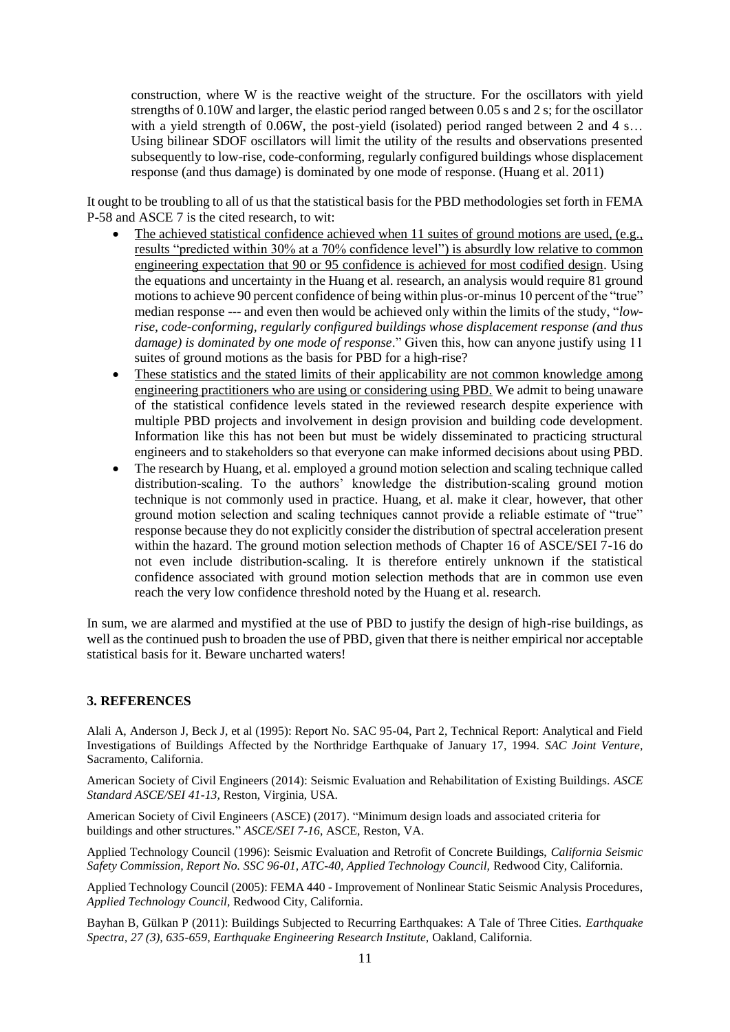> construction, where W is the reactive weight of the structure. For the oscillators with yield strengths of 0.10W and larger, the elastic period ranged between 0.05 s and 2 s; for the oscillator with a yield strength of 0.06W, the post-yield (isolated) period ranged between 2 and 4 s… Using bilinear SDOF oscillators will limit the utility of the results and observations presented subsequently to low-rise, code-conforming, regularly configured buildings whose displacement response (and thus damage) is dominated by one mode of response. (Huang et al. 2011)

It ought to be troubling to all of us that the statistical basis for the PBD methodologies set forth in FEMA P-58 and ASCE 7 is the cited research, to wit:

- <u>The achieved statistical confidence achieved when 11 suites of ground motions are used, (e.g., results "predicted within 30% at a 70% confidence level") is absurdly low relative to common engineering expectation that 90 or 95 confidence is achieved for most codified design</u>. Using the equations and uncertainty in the Huang et al. research, an analysis would require 81 ground motions to achieve 90 percent confidence of being within plus-or-minus 10 percent of the "true" median response --- and even then would be achieved only within the limits of the study, "*low-rise, code-conforming, regularly configured buildings whose displacement response (and thus damage) is dominated by one mode of response*." Given this, how can anyone justify using 11 suites of ground motions as the basis for PBD for a high-rise?
- <u>These statistics and the stated limits of their applicability are not common knowledge among engineering practitioners who are using or considering using PBD.</u> We admit to being unaware of the statistical confidence levels stated in the reviewed research despite experience with multiple PBD projects and involvement in design provision and building code development. Information like this has not been but must be widely disseminated to practicing structural engineers and to stakeholders so that everyone can make informed decisions about using PBD.
- The research by Huang, et al. employed a ground motion selection and scaling technique called distribution-scaling. To the authors' knowledge the distribution-scaling ground motion technique is not commonly used in practice. Huang, et al. make it clear, however, that other ground motion selection and scaling techniques cannot provide a reliable estimate of "true" response because they do not explicitly consider the distribution of spectral acceleration present within the hazard. The ground motion selection methods of Chapter 16 of ASCE/SEI 7-16 do not even include distribution-scaling. It is therefore entirely unknown if the statistical confidence associated with ground motion selection methods that are in common use even reach the very low confidence threshold noted by the Huang et al. research.

In sum, we are alarmed and mystified at the use of PBD to justify the design of high-rise buildings, as well as the continued push to broaden the use of PBD, given that there is neither empirical nor acceptable statistical basis for it. Beware uncharted waters!

## 3. REFERENCES

Alali A, Anderson J, Beck J, et al (1995): Report No. SAC 95-04, Part 2, Technical Report: Analytical and Field Investigations of Buildings Affected by the Northridge Earthquake of January 17, 1994. *SAC Joint Venture*, Sacramento, California.

American Society of Civil Engineers (2014): Seismic Evaluation and Rehabilitation of Existing Buildings. *ASCE Standard ASCE/SEI 41-13*, Reston, Virginia, USA.

American Society of Civil Engineers (ASCE) (2017). "Minimum design loads and associated criteria for buildings and other structures." *ASCE/SEI 7-16*, ASCE, Reston, VA.

Applied Technology Council (1996): Seismic Evaluation and Retrofit of Concrete Buildings, *California Seismic Safety Commission, Report No. SSC 96-01, ATC-40, Applied Technology Council,* Redwood City, California.

Applied Technology Council (2005): FEMA 440 - Improvement of Nonlinear Static Seismic Analysis Procedures, *Applied Technology Council*, Redwood City, California.

Bayhan B, Gülkan P (2011): Buildings Subjected to Recurring Earthquakes: A Tale of Three Cities. *Earthquake Spectra, 27 (3), 635-659, Earthquake Engineering Research Institute,* Oakland, California.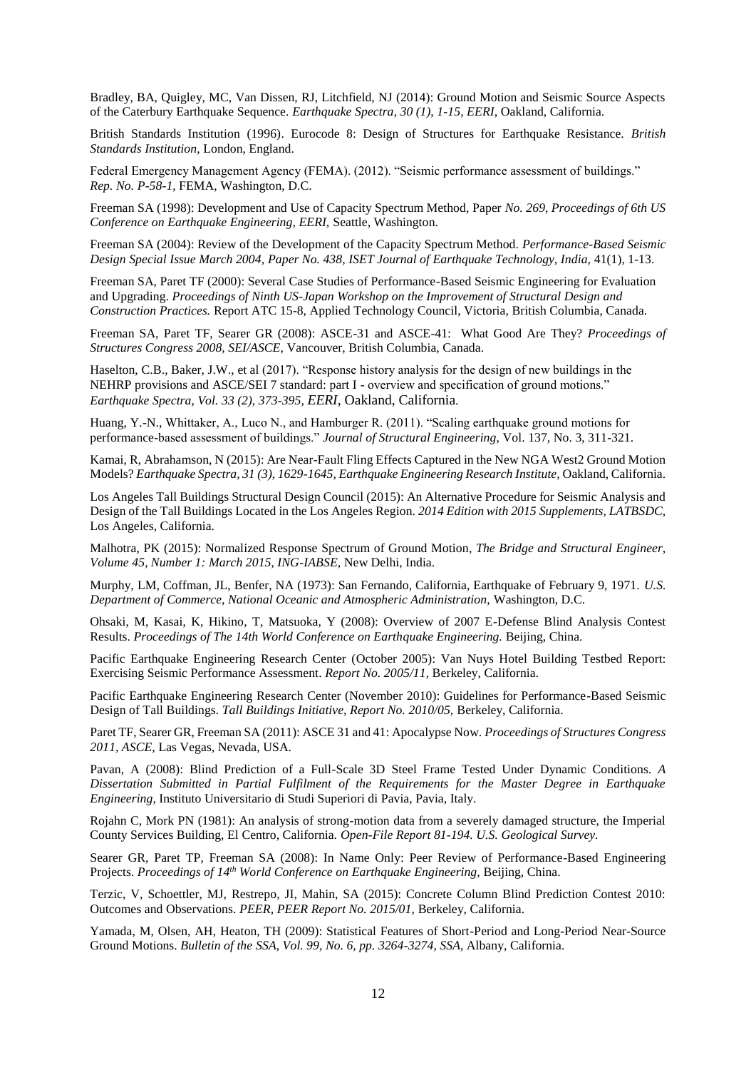Bradley, BA, Quigley, MC, Van Dissen, RJ, Litchfield, NJ (2014): Ground Motion and Seismic Source Aspects of the Caterbury Earthquake Sequence. *Earthquake Spectra, 30 (1), 1-15, EERI,* Oakland, California.

British Standards Institution (1996). Eurocode 8: Design of Structures for Earthquake Resistance. *British Standards Institution,* London, England.

Federal Emergency Management Agency (FEMA). (2012). "Seismic performance assessment of buildings." *Rep. No. P-58-1,* FEMA, Washington, D.C.

Freeman SA (1998): Development and Use of Capacity Spectrum Method, Paper *No. 269, Proceedings of 6th US Conference on Earthquake Engineering, EERI,* Seattle, Washington.

Freeman SA (2004): Review of the Development of the Capacity Spectrum Method. *Performance-Based Seismic Design Special Issue March 2004, Paper No. 438, ISET Journal of Earthquake Technology, India,* 41(1), 1-13.

Freeman SA, Paret TF (2000): Several Case Studies of Performance-Based Seismic Engineering for Evaluation and Upgrading. *Proceedings of Ninth US-Japan Workshop on the Improvement of Structural Design and Construction Practices.* Report ATC 15-8, Applied Technology Council, Victoria, British Columbia, Canada.

Freeman SA, Paret TF, Searer GR (2008): ASCE-31 and ASCE-41: What Good Are They? *Proceedings of Structures Congress 2008, SEI/ASCE,* Vancouver, British Columbia, Canada.

Haselton, C.B., Baker, J.W., et al (2017). "Response history analysis for the design of new buildings in the NEHRP provisions and ASCE/SEI 7 standard: part I - overview and specification of ground motions." *Earthquake Spectra, Vol. 33 (2), 373-395, EERI*, Oakland, California.

Huang, Y.-N., Whittaker, A., Luco N., and Hamburger R. (2011). "Scaling earthquake ground motions for performance-based assessment of buildings." *Journal of Structural Engineering*, Vol. 137, No. 3, 311-321.

Kamai, R, Abrahamson, N (2015): Are Near-Fault Fling Effects Captured in the New NGA West2 Ground Motion Models? *Earthquake Spectra, 31 (3), 1629-1645, Earthquake Engineering Research Institute,* Oakland, California.

Los Angeles Tall Buildings Structural Design Council (2015): An Alternative Procedure for Seismic Analysis and Design of the Tall Buildings Located in the Los Angeles Region. *2014 Edition with 2015 Supplements, LATBSDC,* Los Angeles, California.

Malhotra, PK (2015): Normalized Response Spectrum of Ground Motion, *The Bridge and Structural Engineer, Volume 45, Number 1: March 2015, ING-IABSE,* New Delhi, India.

Murphy, LM, Coffman, JL, Benfer, NA (1973): San Fernando, California, Earthquake of February 9, 1971. *U.S. Department of Commerce, National Oceanic and Atmospheric Administration,* Washington, D.C.

Ohsaki, M, Kasai, K, Hikino, T, Matsuoka, Y (2008): Overview of 2007 E-Defense Blind Analysis Contest Results. *Proceedings of The 14th World Conference on Earthquake Engineering.* Beijing, China.

Pacific Earthquake Engineering Research Center (October 2005): Van Nuys Hotel Building Testbed Report: Exercising Seismic Performance Assessment. *Report No. 2005/11,* Berkeley, California.

Pacific Earthquake Engineering Research Center (November 2010): Guidelines for Performance-Based Seismic Design of Tall Buildings. *Tall Buildings Initiative, Report No. 2010/05,* Berkeley, California.

Paret TF, Searer GR, Freeman SA (2011): ASCE 31 and 41: Apocalypse Now. *Proceedings of Structures Congress 2011, ASCE,* Las Vegas, Nevada, USA.

Pavan, A (2008): Blind Prediction of a Full-Scale 3D Steel Frame Tested Under Dynamic Conditions. *A Dissertation Submitted in Partial Fulfilment of the Requirements for the Master Degree in Earthquake Engineering,* Instituto Universitario di Studi Superiori di Pavia, Pavia, Italy.

Rojahn C, Mork PN (1981): An analysis of strong-motion data from a severely damaged structure, the Imperial County Services Building, El Centro, California. *Open-File Report 81-194. U.S. Geological Survey.*

Searer GR, Paret TP, Freeman SA (2008): In Name Only: Peer Review of Performance-Based Engineering Projects. *Proceedings of 14th World Conference on Earthquake Engineering,* Beijing, China.

Terzic, V, Schoettler, MJ, Restrepo, JI, Mahin, SA (2015): Concrete Column Blind Prediction Contest 2010: Outcomes and Observations. *PEER, PEER Report No. 2015/01,* Berkeley, California.

Yamada, M, Olsen, AH, Heaton, TH (2009): Statistical Features of Short-Period and Long-Period Near-Source Ground Motions. *Bulletin of the SSA, Vol. 99, No. 6, pp. 3264-3274, SSA,* Albany, California.